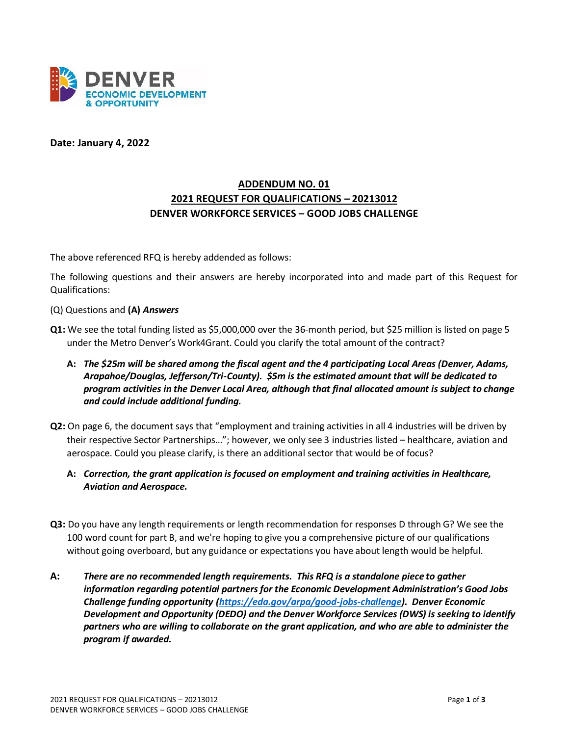DENVER
ECONOMIC DEVELOPMENT
& OPPORTUNITY

**Date: January 4, 2022**

**ADDENDUM NO. 01**
**2021 REQUEST FOR QUALIFICATIONS – 20213012**
**DENVER WORKFORCE SERVICES – GOOD JOBS CHALLENGE**

The above referenced RFQ is hereby addended as follows:

The following questions and their answers are hereby incorporated into and made part of this Request for Qualifications:

(Q) Questions and **(A)** ***Answers***

**Q1:** We see the total funding listed as $5,000,000 over the 36-month period, but $25 million is listed on page 5 under the Metro Denver's Work4Grant. Could you clarify the total amount of the contract?

> **A:** ***The $25m will be shared among the fiscal agent and the 4 participating Local Areas (Denver, Adams, Arapahoe/Douglas, Jefferson/Tri-County). $5m is the estimated amount that will be dedicated to program activities in the Denver Local Area, although that final allocated amount is subject to change and could include additional funding.***

**Q2:** On page 6, the document says that "employment and training activities in all 4 industries will be driven by their respective Sector Partnerships…"; however, we only see 3 industries listed – healthcare, aviation and aerospace. Could you please clarify, is there an additional sector that would be of focus?

> **A:** ***Correction, the grant application is focused on employment and training activities in Healthcare, Aviation and Aerospace.***

**Q3:** Do you have any length requirements or length recommendation for responses D through G? We see the 100 word count for part B, and we're hoping to give you a comprehensive picture of our qualifications without going overboard, but any guidance or expectations you have about length would be helpful.

**A:** ***There are no recommended length requirements. This RFQ is a standalone piece to gather information regarding potential partners for the Economic Development Administration's Good Jobs Challenge funding opportunity (https://eda.gov/arpa/good-jobs-challenge). Denver Economic Development and Opportunity (DEDO) and the Denver Workforce Services (DWS) is seeking to identify partners who are willing to collaborate on the grant application, and who are able to administer the program if awarded.***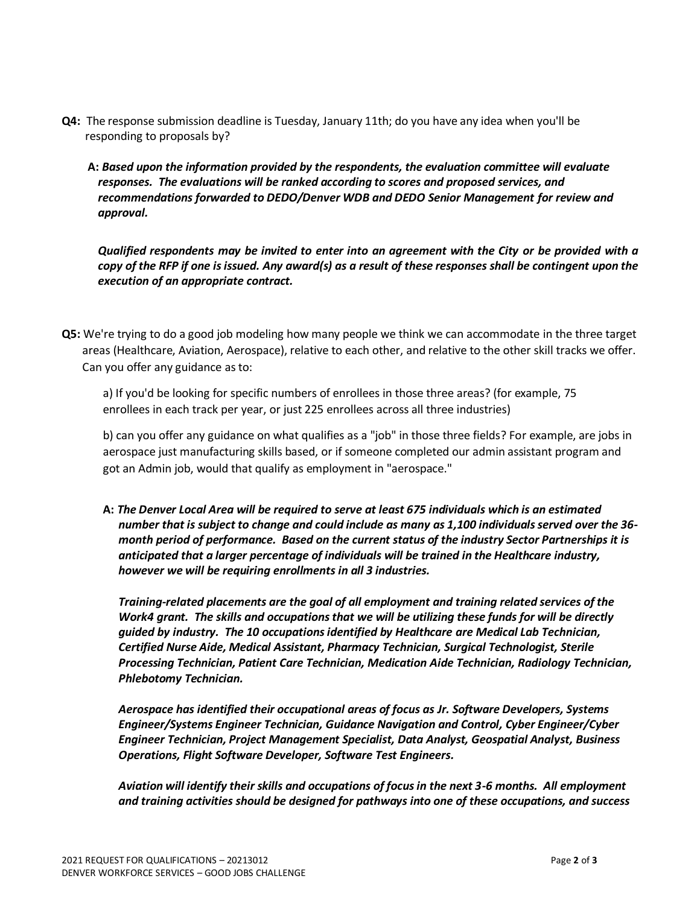**Q4:** The response submission deadline is Tuesday, January 11th; do you have any idea when you'll be responding to proposals by?

**A:** ***Based upon the information provided by the respondents, the evaluation committee will evaluate responses. The evaluations will be ranked according to scores and proposed services, and recommendations forwarded to DEDO/Denver WDB and DEDO Senior Management for review and approval.***

***Qualified respondents may be invited to enter into an agreement with the City or be provided with a copy of the RFP if one is issued. Any award(s) as a result of these responses shall be contingent upon the execution of an appropriate contract.***

**Q5:** We're trying to do a good job modeling how many people we think we can accommodate in the three target areas (Healthcare, Aviation, Aerospace), relative to each other, and relative to the other skill tracks we offer. Can you offer any guidance as to:

a) If you'd be looking for specific numbers of enrollees in those three areas? (for example, 75 enrollees in each track per year, or just 225 enrollees across all three industries)

b) can you offer any guidance on what qualifies as a "job" in those three fields? For example, are jobs in aerospace just manufacturing skills based, or if someone completed our admin assistant program and got an Admin job, would that qualify as employment in "aerospace."

**A:** ***The Denver Local Area will be required to serve at least 675 individuals which is an estimated number that is subject to change and could include as many as 1,100 individuals served over the 36-month period of performance. Based on the current status of the industry Sector Partnerships it is anticipated that a larger percentage of individuals will be trained in the Healthcare industry, however we will be requiring enrollments in all 3 industries.***

***Training-related placements are the goal of all employment and training related services of the Work4 grant. The skills and occupations that we will be utilizing these funds for will be directly guided by industry. The 10 occupations identified by Healthcare are Medical Lab Technician, Certified Nurse Aide, Medical Assistant, Pharmacy Technician, Surgical Technologist, Sterile Processing Technician, Patient Care Technician, Medication Aide Technician, Radiology Technician, Phlebotomy Technician.***

***Aerospace has identified their occupational areas of focus as Jr. Software Developers, Systems Engineer/Systems Engineer Technician, Guidance Navigation and Control, Cyber Engineer/Cyber Engineer Technician, Project Management Specialist, Data Analyst, Geospatial Analyst, Business Operations, Flight Software Developer, Software Test Engineers.***

***Aviation will identify their skills and occupations of focus in the next 3-6 months. All employment and training activities should be designed for pathways into one of these occupations, and success***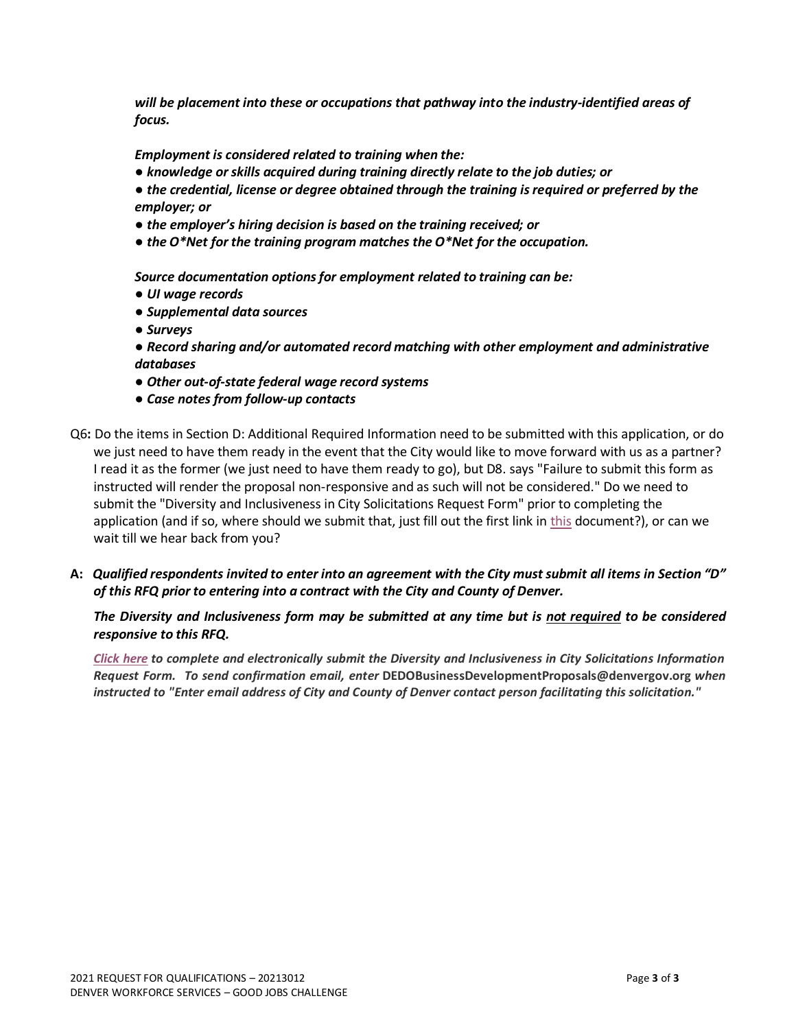*will be placement into these or occupations that pathway into the industry-identified areas of focus.*

***Employment is considered related to training when the:***

- ***knowledge or skills acquired during training directly relate to the job duties; or***
- ***the credential, license or degree obtained through the training is required or preferred by the employer; or***
- ***the employer's hiring decision is based on the training received; or***
- ***the O*Net for the training program matches the O*Net for the occupation.***

***Source documentation options for employment related to training can be:***

- ***UI wage records***
- ***Supplemental data sources***
- ***Surveys***
- ***Record sharing and/or automated record matching with other employment and administrative databases***
- ***Other out-of-state federal wage record systems***
- ***Case notes from follow-up contacts***

Q6**:** Do the items in Section D: Additional Required Information need to be submitted with this application, or do we just need to have them ready in the event that the City would like to move forward with us as a partner? I read it as the former (we just need to have them ready to go), but D8. says "Failure to submit this form as instructed will render the proposal non-responsive and as such will not be considered." Do we need to submit the "Diversity and Inclusiveness in City Solicitations Request Form" prior to completing the application (and if so, where should we submit that, just fill out the first link in this document?), or can we wait till we hear back from you?

**A:** ***Qualified respondents invited to enter into an agreement with the City must submit all items in Section "D" of this RFQ prior to entering into a contract with the City and County of Denver.***

***The Diversity and Inclusiveness form may be submitted at any time but is not required to be considered responsive to this RFQ.***

***Click here to complete and electronically submit the Diversity and Inclusiveness in City Solicitations Information Request Form. To send confirmation email, enter* DEDOBusinessDevelopmentProposals@denvergov.org *when instructed to "Enter email address of City and County of Denver contact person facilitating this solicitation."***